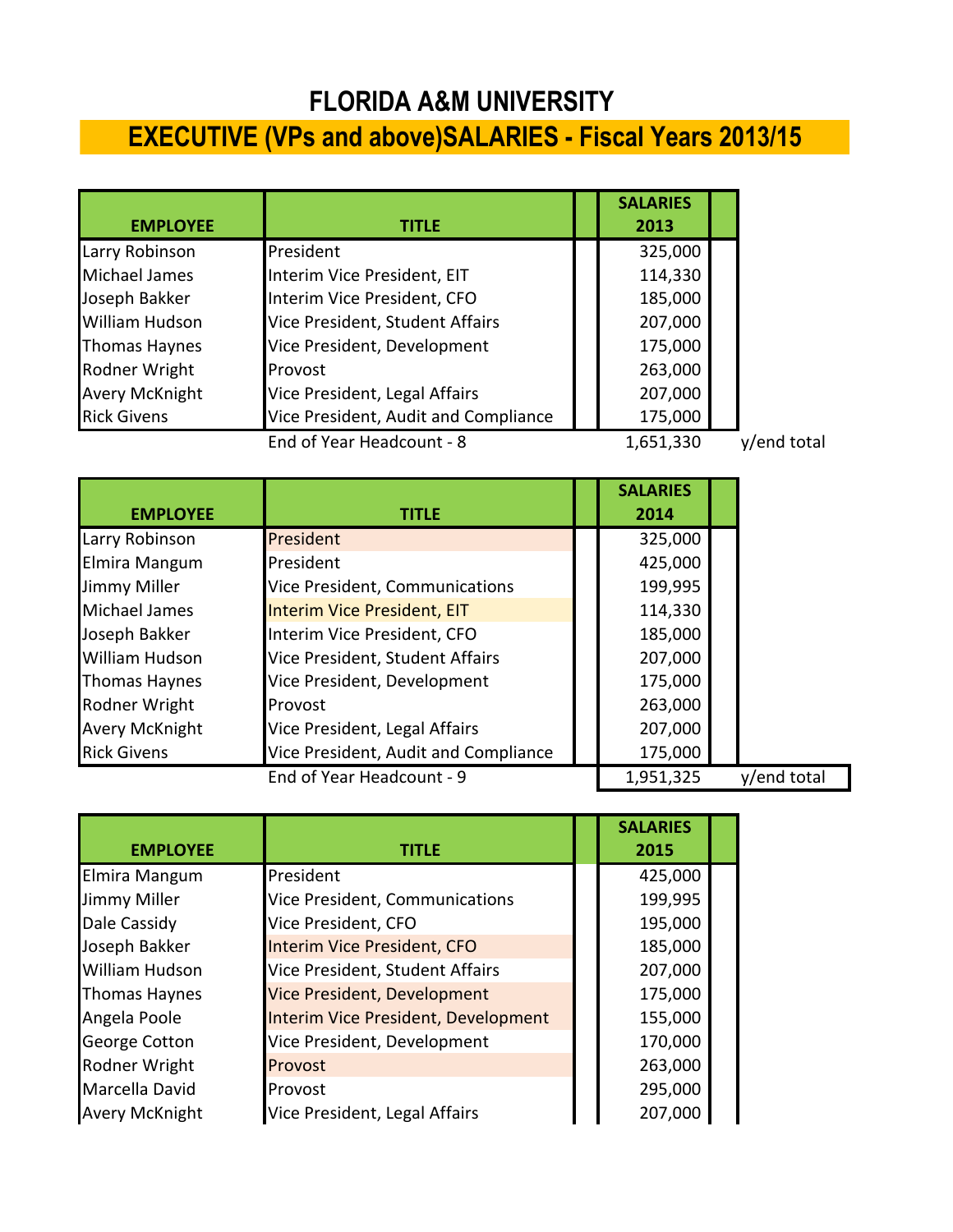# FLORIDA A&M UNIVERSITY

## EXECUTIVE (VPs and above)SALARIES - Fiscal Years 2013/15

| EMPLOYEE | TITLE | SALARIES 2013 | |
|---|---|---|---|
| Larry Robinson | President | 325,000 | |
| Michael James | Interim Vice President, EIT | 114,330 | |
| Joseph Bakker | Interim Vice President, CFO | 185,000 | |
| William Hudson | Vice President, Student Affairs | 207,000 | |
| Thomas Haynes | Vice President, Development | 175,000 | |
| Rodner Wright | Provost | 263,000 | |
| Avery McKnight | Vice President, Legal Affairs | 207,000 | |
| Rick Givens | Vice President, Audit and Compliance | 175,000 | |
| | End of Year Headcount - 8 | 1,651,330 | y/end total |

| EMPLOYEE | TITLE | SALARIES 2014 | |
|---|---|---|---|
| Larry Robinson | President | 325,000 | |
| Elmira Mangum | President | 425,000 | |
| Jimmy Miller | Vice President, Communications | 199,995 | |
| Michael James | Interim Vice President, EIT | 114,330 | |
| Joseph Bakker | Interim Vice President, CFO | 185,000 | |
| William Hudson | Vice President, Student Affairs | 207,000 | |
| Thomas Haynes | Vice President, Development | 175,000 | |
| Rodner Wright | Provost | 263,000 | |
| Avery McKnight | Vice President, Legal Affairs | 207,000 | |
| Rick Givens | Vice President, Audit and Compliance | 175,000 | |
| | End of Year Headcount - 9 | 1,951,325 | y/end total |

| EMPLOYEE | TITLE | SALARIES 2015 |
|---|---|---|
| Elmira Mangum | President | 425,000 |
| Jimmy Miller | Vice President, Communications | 199,995 |
| Dale Cassidy | Vice President, CFO | 195,000 |
| Joseph Bakker | Interim Vice President, CFO | 185,000 |
| William Hudson | Vice President, Student Affairs | 207,000 |
| Thomas Haynes | Vice President, Development | 175,000 |
| Angela Poole | Interim Vice President, Development | 155,000 |
| George Cotton | Vice President, Development | 170,000 |
| Rodner Wright | Provost | 263,000 |
| Marcella David | Provost | 295,000 |
| Avery McKnight | Vice President, Legal Affairs | 207,000 |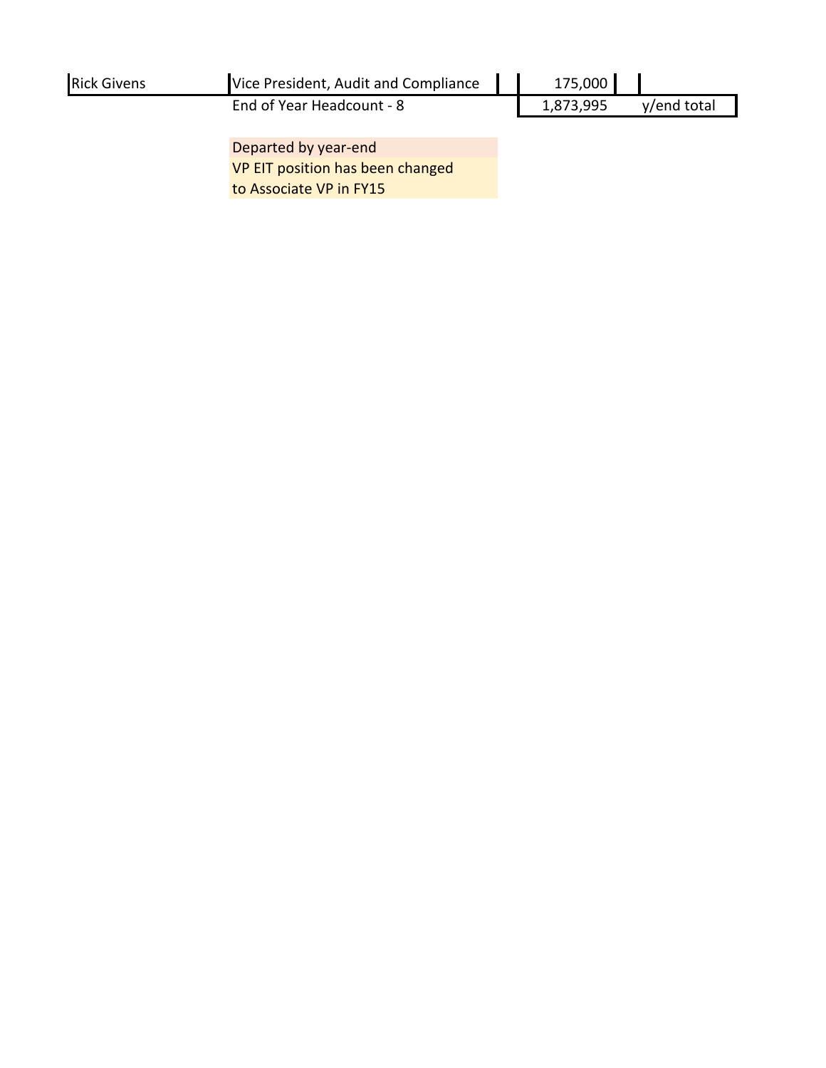| | | | | | |
|---|---|---|---|---|---|
| Rick Givens | Vice President, Audit and Compliance | | 175,000 | | |
| | End of Year Headcount - 8 | | 1,873,995 | y/end total | |

Departed by year-end

VP EIT position has been changed to Associate VP in FY15